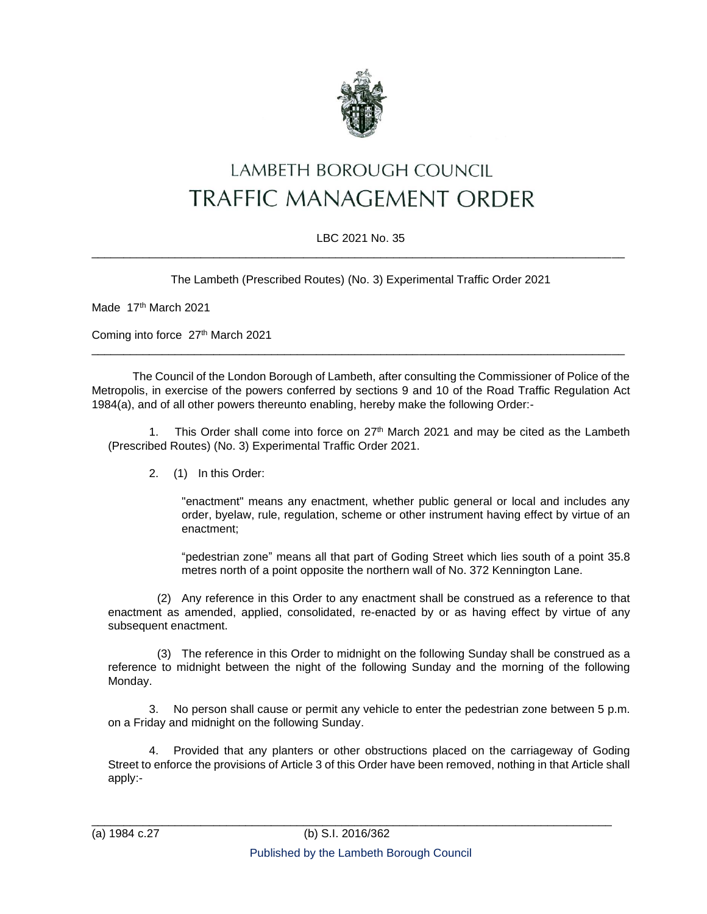# LAMBETH BOROUGH COUNCIL
# TRAFFIC MANAGEMENT ORDER

LBC 2021 No. 35

---

The Lambeth (Prescribed Routes) (No. 3) Experimental Traffic Order 2021

Made 17th March 2021

Coming into force 27th March 2021

---

The Council of the London Borough of Lambeth, after consulting the Commissioner of Police of the Metropolis, in exercise of the powers conferred by sections 9 and 10 of the Road Traffic Regulation Act 1984(a), and of all other powers thereunto enabling, hereby make the following Order:-

1. This Order shall come into force on 27th March 2021 and may be cited as the Lambeth (Prescribed Routes) (No. 3) Experimental Traffic Order 2021.

2. (1) In this Order:

"enactment" means any enactment, whether public general or local and includes any order, byelaw, rule, regulation, scheme or other instrument having effect by virtue of an enactment;

"pedestrian zone" means all that part of Goding Street which lies south of a point 35.8 metres north of a point opposite the northern wall of No. 372 Kennington Lane.

(2) Any reference in this Order to any enactment shall be construed as a reference to that enactment as amended, applied, consolidated, re-enacted by or as having effect by virtue of any subsequent enactment.

(3) The reference in this Order to midnight on the following Sunday shall be construed as a reference to midnight between the night of the following Sunday and the morning of the following Monday.

3. No person shall cause or permit any vehicle to enter the pedestrian zone between 5 p.m. on a Friday and midnight on the following Sunday.

4. Provided that any planters or other obstructions placed on the carriageway of Goding Street to enforce the provisions of Article 3 of this Order have been removed, nothing in that Article shall apply:-

---

(a) 1984 c.27 (b) S.I. 2016/362

Published by the Lambeth Borough Council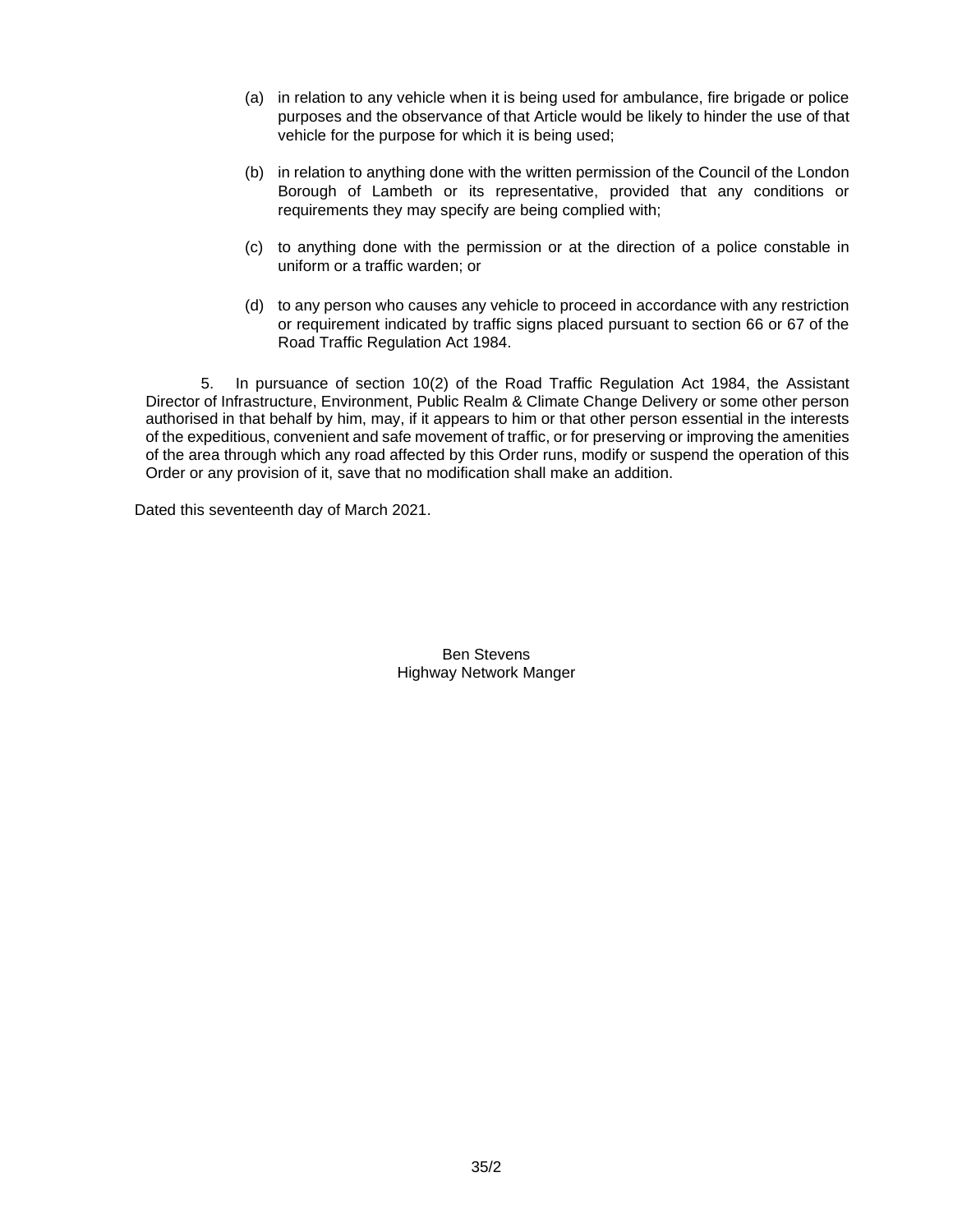(a) in relation to any vehicle when it is being used for ambulance, fire brigade or police purposes and the observance of that Article would be likely to hinder the use of that vehicle for the purpose for which it is being used;

(b) in relation to anything done with the written permission of the Council of the London Borough of Lambeth or its representative, provided that any conditions or requirements they may specify are being complied with;

(c) to anything done with the permission or at the direction of a police constable in uniform or a traffic warden; or

(d) to any person who causes any vehicle to proceed in accordance with any restriction or requirement indicated by traffic signs placed pursuant to section 66 or 67 of the Road Traffic Regulation Act 1984.

5. In pursuance of section 10(2) of the Road Traffic Regulation Act 1984, the Assistant Director of Infrastructure, Environment, Public Realm & Climate Change Delivery or some other person authorised in that behalf by him, may, if it appears to him or that other person essential in the interests of the expeditious, convenient and safe movement of traffic, or for preserving or improving the amenities of the area through which any road affected by this Order runs, modify or suspend the operation of this Order or any provision of it, save that no modification shall make an addition.

Dated this seventeenth day of March 2021.

Ben Stevens
Highway Network Manger

35/2